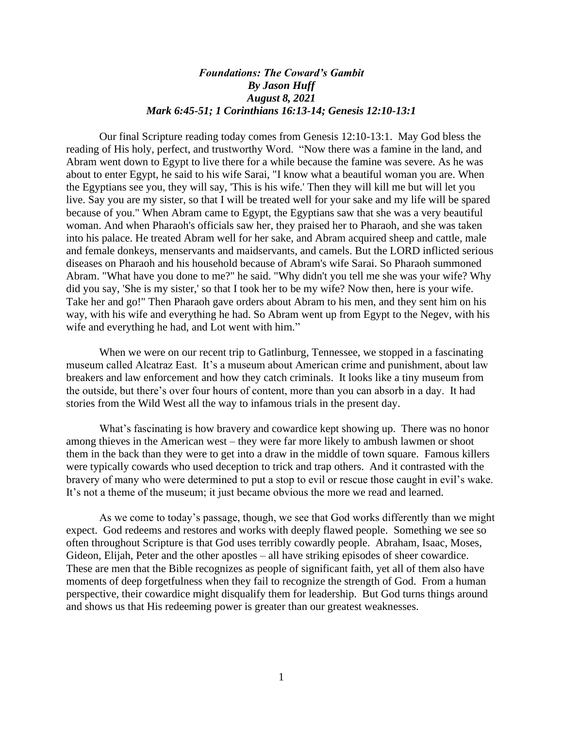***Foundations: The Coward's Gambit***
***By Jason Huff***
***August 8, 2021***
***Mark 6:45-51; 1 Corinthians 16:13-14; Genesis 12:10-13:1***

Our final Scripture reading today comes from Genesis 12:10-13:1. May God bless the reading of His holy, perfect, and trustworthy Word. "Now there was a famine in the land, and Abram went down to Egypt to live there for a while because the famine was severe. As he was about to enter Egypt, he said to his wife Sarai, "I know what a beautiful woman you are. When the Egyptians see you, they will say, 'This is his wife.' Then they will kill me but will let you live. Say you are my sister, so that I will be treated well for your sake and my life will be spared because of you." When Abram came to Egypt, the Egyptians saw that she was a very beautiful woman. And when Pharaoh's officials saw her, they praised her to Pharaoh, and she was taken into his palace. He treated Abram well for her sake, and Abram acquired sheep and cattle, male and female donkeys, menservants and maidservants, and camels. But the LORD inflicted serious diseases on Pharaoh and his household because of Abram's wife Sarai. So Pharaoh summoned Abram. "What have you done to me?" he said. "Why didn't you tell me she was your wife? Why did you say, 'She is my sister,' so that I took her to be my wife? Now then, here is your wife. Take her and go!" Then Pharaoh gave orders about Abram to his men, and they sent him on his way, with his wife and everything he had. So Abram went up from Egypt to the Negev, with his wife and everything he had, and Lot went with him."

When we were on our recent trip to Gatlinburg, Tennessee, we stopped in a fascinating museum called Alcatraz East. It's a museum about American crime and punishment, about law breakers and law enforcement and how they catch criminals. It looks like a tiny museum from the outside, but there's over four hours of content, more than you can absorb in a day. It had stories from the Wild West all the way to infamous trials in the present day.

What's fascinating is how bravery and cowardice kept showing up. There was no honor among thieves in the American west – they were far more likely to ambush lawmen or shoot them in the back than they were to get into a draw in the middle of town square. Famous killers were typically cowards who used deception to trick and trap others. And it contrasted with the bravery of many who were determined to put a stop to evil or rescue those caught in evil's wake. It's not a theme of the museum; it just became obvious the more we read and learned.

As we come to today's passage, though, we see that God works differently than we might expect. God redeems and restores and works with deeply flawed people. Something we see so often throughout Scripture is that God uses terribly cowardly people. Abraham, Isaac, Moses, Gideon, Elijah, Peter and the other apostles – all have striking episodes of sheer cowardice. These are men that the Bible recognizes as people of significant faith, yet all of them also have moments of deep forgetfulness when they fail to recognize the strength of God. From a human perspective, their cowardice might disqualify them for leadership. But God turns things around and shows us that His redeeming power is greater than our greatest weaknesses.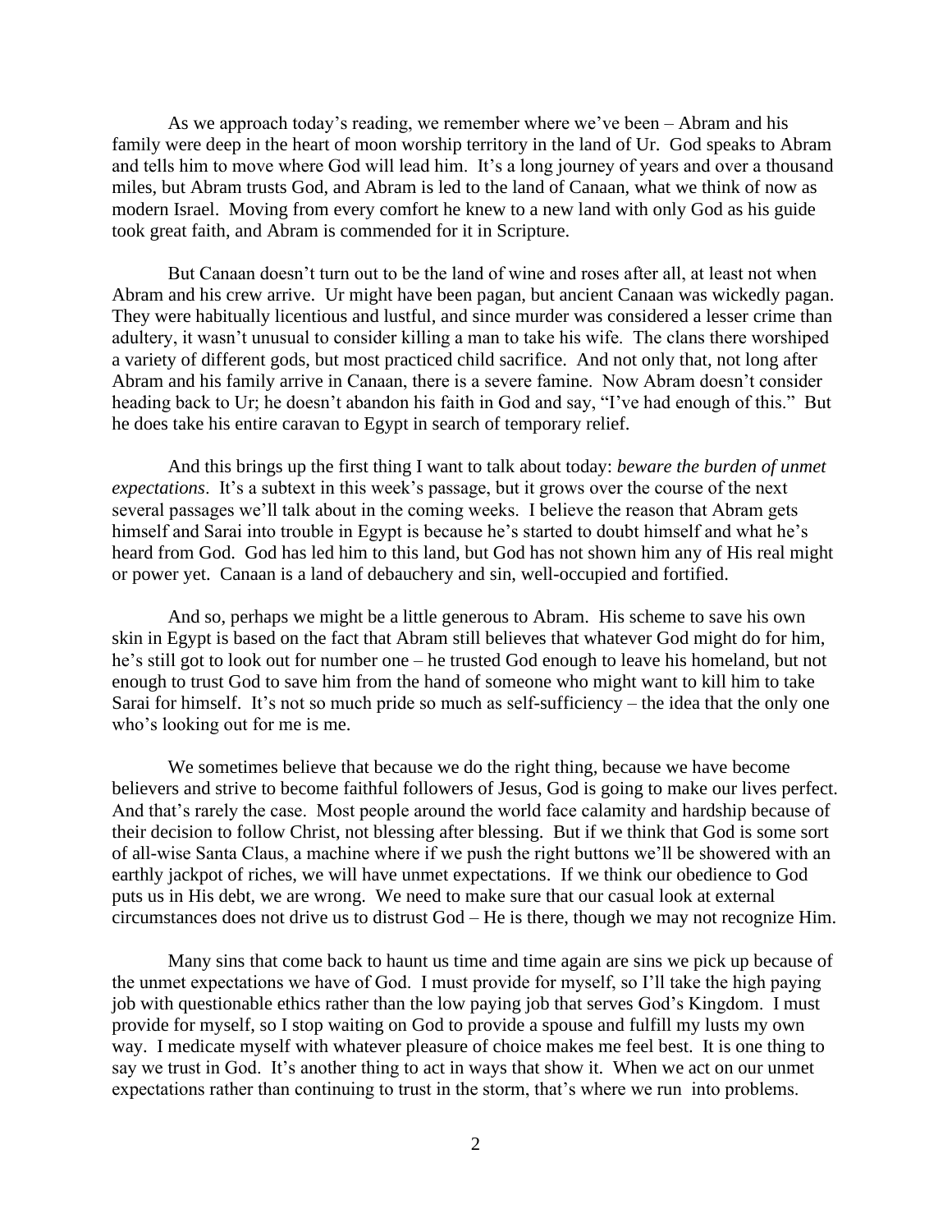As we approach today's reading, we remember where we've been – Abram and his family were deep in the heart of moon worship territory in the land of Ur. God speaks to Abram and tells him to move where God will lead him. It's a long journey of years and over a thousand miles, but Abram trusts God, and Abram is led to the land of Canaan, what we think of now as modern Israel. Moving from every comfort he knew to a new land with only God as his guide took great faith, and Abram is commended for it in Scripture.

But Canaan doesn't turn out to be the land of wine and roses after all, at least not when Abram and his crew arrive. Ur might have been pagan, but ancient Canaan was wickedly pagan. They were habitually licentious and lustful, and since murder was considered a lesser crime than adultery, it wasn't unusual to consider killing a man to take his wife. The clans there worshiped a variety of different gods, but most practiced child sacrifice. And not only that, not long after Abram and his family arrive in Canaan, there is a severe famine. Now Abram doesn't consider heading back to Ur; he doesn't abandon his faith in God and say, "I've had enough of this." But he does take his entire caravan to Egypt in search of temporary relief.

And this brings up the first thing I want to talk about today: *beware the burden of unmet expectations*. It's a subtext in this week's passage, but it grows over the course of the next several passages we'll talk about in the coming weeks. I believe the reason that Abram gets himself and Sarai into trouble in Egypt is because he's started to doubt himself and what he's heard from God. God has led him to this land, but God has not shown him any of His real might or power yet. Canaan is a land of debauchery and sin, well-occupied and fortified.

And so, perhaps we might be a little generous to Abram. His scheme to save his own skin in Egypt is based on the fact that Abram still believes that whatever God might do for him, he's still got to look out for number one – he trusted God enough to leave his homeland, but not enough to trust God to save him from the hand of someone who might want to kill him to take Sarai for himself. It's not so much pride so much as self-sufficiency – the idea that the only one who's looking out for me is me.

We sometimes believe that because we do the right thing, because we have become believers and strive to become faithful followers of Jesus, God is going to make our lives perfect. And that's rarely the case. Most people around the world face calamity and hardship because of their decision to follow Christ, not blessing after blessing. But if we think that God is some sort of all-wise Santa Claus, a machine where if we push the right buttons we'll be showered with an earthly jackpot of riches, we will have unmet expectations. If we think our obedience to God puts us in His debt, we are wrong. We need to make sure that our casual look at external circumstances does not drive us to distrust God – He is there, though we may not recognize Him.

Many sins that come back to haunt us time and time again are sins we pick up because of the unmet expectations we have of God. I must provide for myself, so I'll take the high paying job with questionable ethics rather than the low paying job that serves God's Kingdom. I must provide for myself, so I stop waiting on God to provide a spouse and fulfill my lusts my own way. I medicate myself with whatever pleasure of choice makes me feel best. It is one thing to say we trust in God. It's another thing to act in ways that show it. When we act on our unmet expectations rather than continuing to trust in the storm, that's where we run into problems.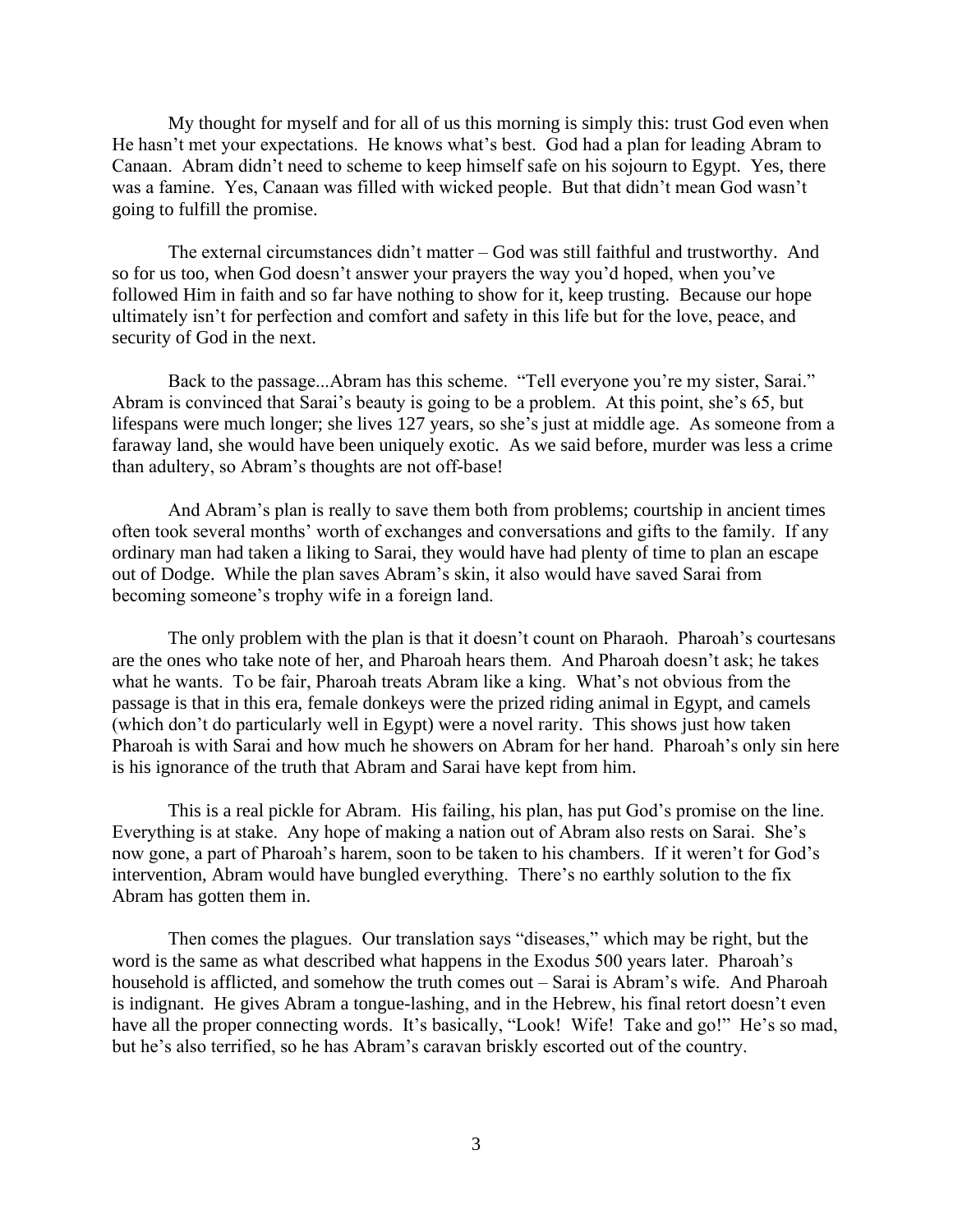My thought for myself and for all of us this morning is simply this: trust God even when He hasn't met your expectations. He knows what's best. God had a plan for leading Abram to Canaan. Abram didn't need to scheme to keep himself safe on his sojourn to Egypt. Yes, there was a famine. Yes, Canaan was filled with wicked people. But that didn't mean God wasn't going to fulfill the promise.

The external circumstances didn't matter – God was still faithful and trustworthy. And so for us too, when God doesn't answer your prayers the way you'd hoped, when you've followed Him in faith and so far have nothing to show for it, keep trusting. Because our hope ultimately isn't for perfection and comfort and safety in this life but for the love, peace, and security of God in the next.

Back to the passage...Abram has this scheme. "Tell everyone you're my sister, Sarai." Abram is convinced that Sarai's beauty is going to be a problem. At this point, she's 65, but lifespans were much longer; she lives 127 years, so she's just at middle age. As someone from a faraway land, she would have been uniquely exotic. As we said before, murder was less a crime than adultery, so Abram's thoughts are not off-base!

And Abram's plan is really to save them both from problems; courtship in ancient times often took several months' worth of exchanges and conversations and gifts to the family. If any ordinary man had taken a liking to Sarai, they would have had plenty of time to plan an escape out of Dodge. While the plan saves Abram's skin, it also would have saved Sarai from becoming someone's trophy wife in a foreign land.

The only problem with the plan is that it doesn't count on Pharaoh. Pharoah's courtesans are the ones who take note of her, and Pharoah hears them. And Pharoah doesn't ask; he takes what he wants. To be fair, Pharoah treats Abram like a king. What's not obvious from the passage is that in this era, female donkeys were the prized riding animal in Egypt, and camels (which don't do particularly well in Egypt) were a novel rarity. This shows just how taken Pharoah is with Sarai and how much he showers on Abram for her hand. Pharoah's only sin here is his ignorance of the truth that Abram and Sarai have kept from him.

This is a real pickle for Abram. His failing, his plan, has put God's promise on the line. Everything is at stake. Any hope of making a nation out of Abram also rests on Sarai. She's now gone, a part of Pharoah's harem, soon to be taken to his chambers. If it weren't for God's intervention, Abram would have bungled everything. There's no earthly solution to the fix Abram has gotten them in.

Then comes the plagues. Our translation says "diseases," which may be right, but the word is the same as what described what happens in the Exodus 500 years later. Pharoah's household is afflicted, and somehow the truth comes out – Sarai is Abram's wife. And Pharoah is indignant. He gives Abram a tongue-lashing, and in the Hebrew, his final retort doesn't even have all the proper connecting words. It's basically, "Look! Wife! Take and go!" He's so mad, but he's also terrified, so he has Abram's caravan briskly escorted out of the country.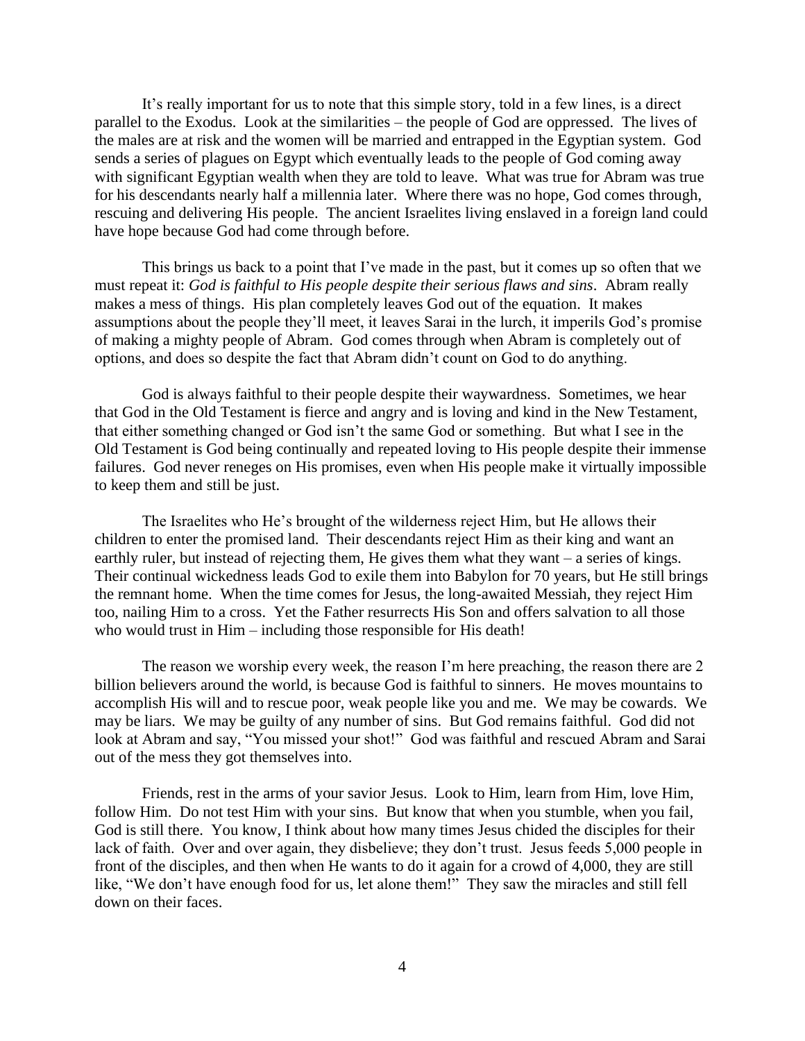It's really important for us to note that this simple story, told in a few lines, is a direct parallel to the Exodus. Look at the similarities – the people of God are oppressed. The lives of the males are at risk and the women will be married and entrapped in the Egyptian system. God sends a series of plagues on Egypt which eventually leads to the people of God coming away with significant Egyptian wealth when they are told to leave. What was true for Abram was true for his descendants nearly half a millennia later. Where there was no hope, God comes through, rescuing and delivering His people. The ancient Israelites living enslaved in a foreign land could have hope because God had come through before.

This brings us back to a point that I've made in the past, but it comes up so often that we must repeat it: *God is faithful to His people despite their serious flaws and sins*. Abram really makes a mess of things. His plan completely leaves God out of the equation. It makes assumptions about the people they'll meet, it leaves Sarai in the lurch, it imperils God's promise of making a mighty people of Abram. God comes through when Abram is completely out of options, and does so despite the fact that Abram didn't count on God to do anything.

God is always faithful to their people despite their waywardness. Sometimes, we hear that God in the Old Testament is fierce and angry and is loving and kind in the New Testament, that either something changed or God isn't the same God or something. But what I see in the Old Testament is God being continually and repeated loving to His people despite their immense failures. God never reneges on His promises, even when His people make it virtually impossible to keep them and still be just.

The Israelites who He's brought of the wilderness reject Him, but He allows their children to enter the promised land. Their descendants reject Him as their king and want an earthly ruler, but instead of rejecting them, He gives them what they want – a series of kings. Their continual wickedness leads God to exile them into Babylon for 70 years, but He still brings the remnant home. When the time comes for Jesus, the long-awaited Messiah, they reject Him too, nailing Him to a cross. Yet the Father resurrects His Son and offers salvation to all those who would trust in Him – including those responsible for His death!

The reason we worship every week, the reason I'm here preaching, the reason there are 2 billion believers around the world, is because God is faithful to sinners. He moves mountains to accomplish His will and to rescue poor, weak people like you and me. We may be cowards. We may be liars. We may be guilty of any number of sins. But God remains faithful. God did not look at Abram and say, "You missed your shot!" God was faithful and rescued Abram and Sarai out of the mess they got themselves into.

Friends, rest in the arms of your savior Jesus. Look to Him, learn from Him, love Him, follow Him. Do not test Him with your sins. But know that when you stumble, when you fail, God is still there. You know, I think about how many times Jesus chided the disciples for their lack of faith. Over and over again, they disbelieve; they don't trust. Jesus feeds 5,000 people in front of the disciples, and then when He wants to do it again for a crowd of 4,000, they are still like, "We don't have enough food for us, let alone them!" They saw the miracles and still fell down on their faces.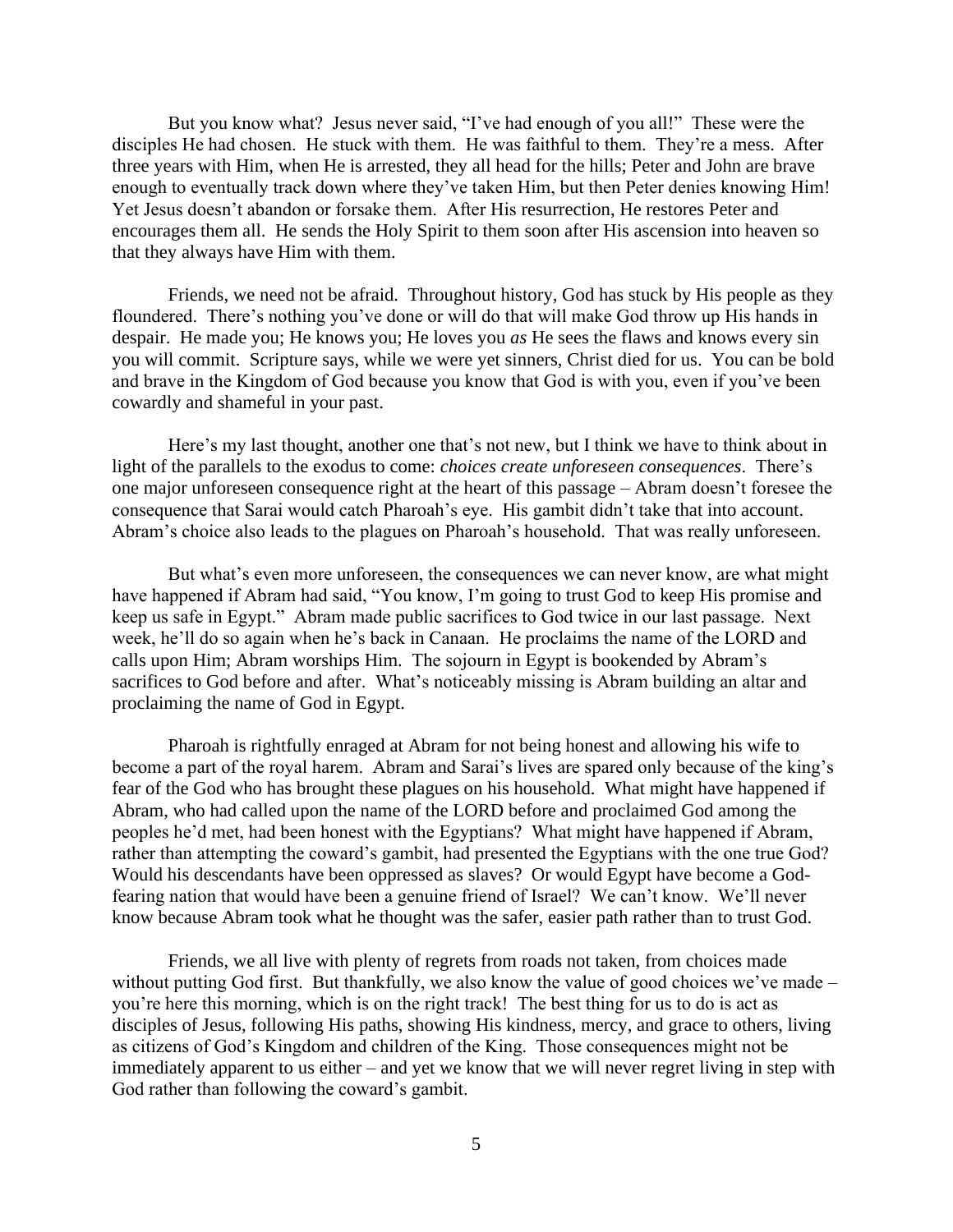But you know what? Jesus never said, "I've had enough of you all!" These were the disciples He had chosen. He stuck with them. He was faithful to them. They're a mess. After three years with Him, when He is arrested, they all head for the hills; Peter and John are brave enough to eventually track down where they've taken Him, but then Peter denies knowing Him! Yet Jesus doesn't abandon or forsake them. After His resurrection, He restores Peter and encourages them all. He sends the Holy Spirit to them soon after His ascension into heaven so that they always have Him with them.

Friends, we need not be afraid. Throughout history, God has stuck by His people as they floundered. There's nothing you've done or will do that will make God throw up His hands in despair. He made you; He knows you; He loves you *as* He sees the flaws and knows every sin you will commit. Scripture says, while we were yet sinners, Christ died for us. You can be bold and brave in the Kingdom of God because you know that God is with you, even if you've been cowardly and shameful in your past.

Here's my last thought, another one that's not new, but I think we have to think about in light of the parallels to the exodus to come: *choices create unforeseen consequences*. There's one major unforeseen consequence right at the heart of this passage – Abram doesn't foresee the consequence that Sarai would catch Pharoah's eye. His gambit didn't take that into account. Abram's choice also leads to the plagues on Pharoah's household. That was really unforeseen.

But what's even more unforeseen, the consequences we can never know, are what might have happened if Abram had said, "You know, I'm going to trust God to keep His promise and keep us safe in Egypt." Abram made public sacrifices to God twice in our last passage. Next week, he'll do so again when he's back in Canaan. He proclaims the name of the LORD and calls upon Him; Abram worships Him. The sojourn in Egypt is bookended by Abram's sacrifices to God before and after. What's noticeably missing is Abram building an altar and proclaiming the name of God in Egypt.

Pharoah is rightfully enraged at Abram for not being honest and allowing his wife to become a part of the royal harem. Abram and Sarai's lives are spared only because of the king's fear of the God who has brought these plagues on his household. What might have happened if Abram, who had called upon the name of the LORD before and proclaimed God among the peoples he'd met, had been honest with the Egyptians? What might have happened if Abram, rather than attempting the coward's gambit, had presented the Egyptians with the one true God? Would his descendants have been oppressed as slaves? Or would Egypt have become a God-fearing nation that would have been a genuine friend of Israel? We can't know. We'll never know because Abram took what he thought was the safer, easier path rather than to trust God.

Friends, we all live with plenty of regrets from roads not taken, from choices made without putting God first. But thankfully, we also know the value of good choices we've made – you're here this morning, which is on the right track! The best thing for us to do is act as disciples of Jesus, following His paths, showing His kindness, mercy, and grace to others, living as citizens of God's Kingdom and children of the King. Those consequences might not be immediately apparent to us either – and yet we know that we will never regret living in step with God rather than following the coward's gambit.